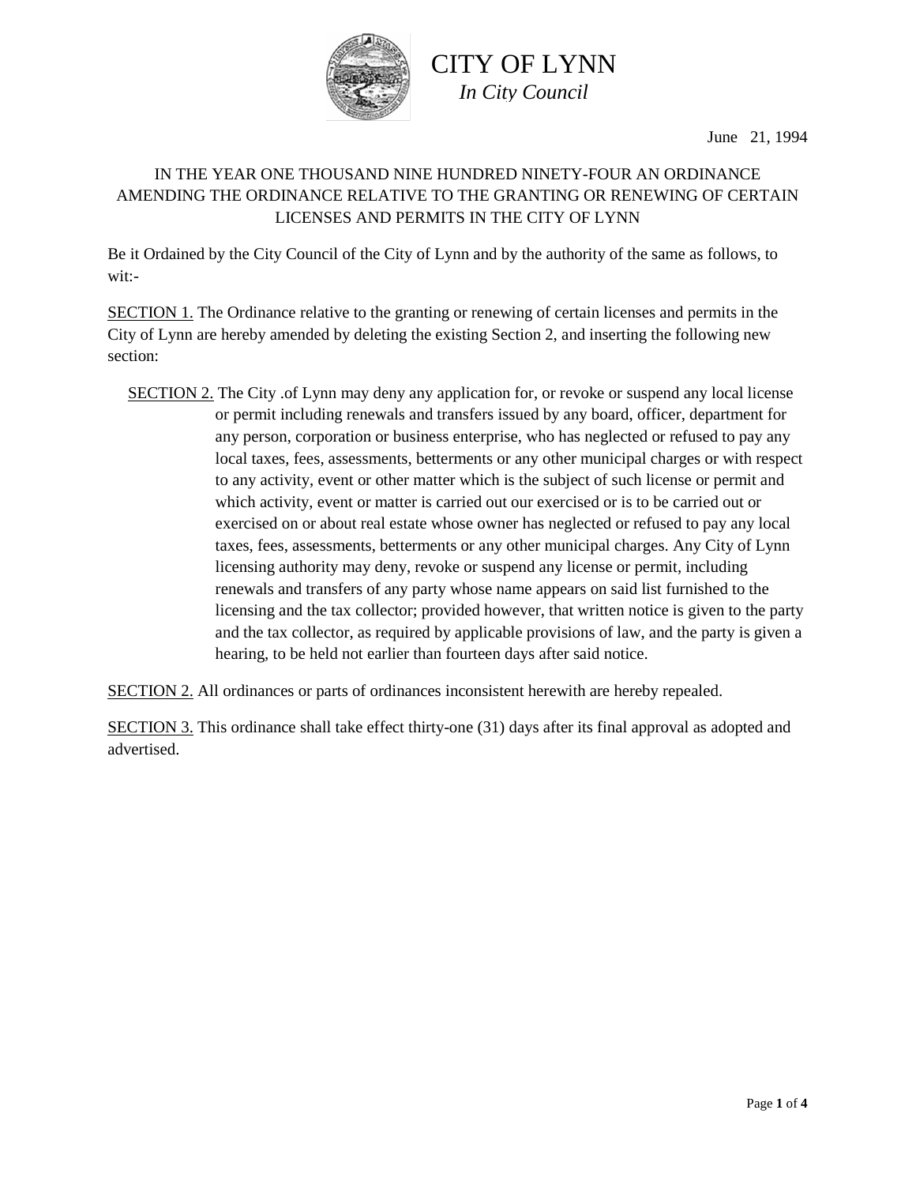# CITY OF LYNN

*In City Council*

June 21, 1994

IN THE YEAR ONE THOUSAND NINE HUNDRED NINETY-FOUR AN ORDINANCE AMENDING THE ORDINANCE RELATIVE TO THE GRANTING OR RENEWING OF CERTAIN LICENSES AND PERMITS IN THE CITY OF LYNN

Be it Ordained by the City Council of the City of Lynn and by the authority of the same as follows, to wit:-

SECTION 1. The Ordinance relative to the granting or renewing of certain licenses and permits in the City of Lynn are hereby amended by deleting the existing Section 2, and inserting the following new section:

> SECTION 2. The City .of Lynn may deny any application for, or revoke or suspend any local license or permit including renewals and transfers issued by any board, officer, department for any person, corporation or business enterprise, who has neglected or refused to pay any local taxes, fees, assessments, betterments or any other municipal charges or with respect to any activity, event or other matter which is the subject of such license or permit and which activity, event or matter is carried out our exercised or is to be carried out or exercised on or about real estate whose owner has neglected or refused to pay any local taxes, fees, assessments, betterments or any other municipal charges. Any City of Lynn licensing authority may deny, revoke or suspend any license or permit, including renewals and transfers of any party whose name appears on said list furnished to the licensing and the tax collector; provided however, that written notice is given to the party and the tax collector, as required by applicable provisions of law, and the party is given a hearing, to be held not earlier than fourteen days after said notice.

SECTION 2. All ordinances or parts of ordinances inconsistent herewith are hereby repealed.

SECTION 3. This ordinance shall take effect thirty-one (31) days after its final approval as adopted and advertised.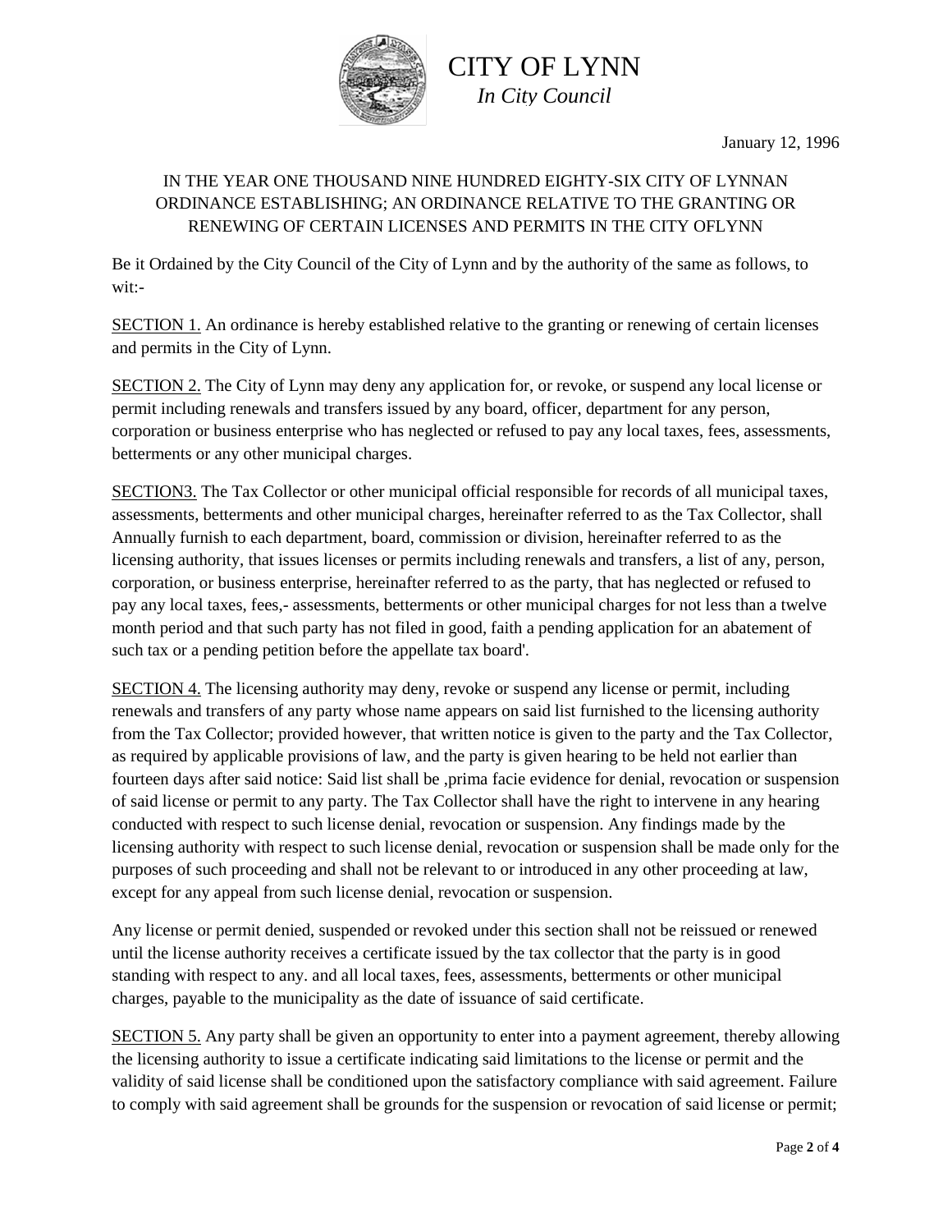CITY OF LYNN
*In City Council*

January 12, 1996

IN THE YEAR ONE THOUSAND NINE HUNDRED EIGHTY-SIX CITY OF LYNNAN ORDINANCE ESTABLISHING; AN ORDINANCE RELATIVE TO THE GRANTING OR RENEWING OF CERTAIN LICENSES AND PERMITS IN THE CITY OFLYNN

Be it Ordained by the City Council of the City of Lynn and by the authority of the same as follows, to wit:-

<u>SECTION 1.</u> An ordinance is hereby established relative to the granting or renewing of certain licenses and permits in the City of Lynn.

<u>SECTION 2.</u> The City of Lynn may deny any application for, or revoke, or suspend any local license or permit including renewals and transfers issued by any board, officer, department for any person, corporation or business enterprise who has neglected or refused to pay any local taxes, fees, assessments, betterments or any other municipal charges.

<u>SECTION3.</u> The Tax Collector or other municipal official responsible for records of all municipal taxes, assessments, betterments and other municipal charges, hereinafter referred to as the Tax Collector, shall Annually furnish to each department, board, commission or division, hereinafter referred to as the licensing authority, that issues licenses or permits including renewals and transfers, a list of any, person, corporation, or business enterprise, hereinafter referred to as the party, that has neglected or refused to pay any local taxes, fees,- assessments, betterments or other municipal charges for not less than a twelve month period and that such party has not filed in good, faith a pending application for an abatement of such tax or a pending petition before the appellate tax board'.

<u>SECTION 4.</u> The licensing authority may deny, revoke or suspend any license or permit, including renewals and transfers of any party whose name appears on said list furnished to the licensing authority from the Tax Collector; provided however, that written notice is given to the party and the Tax Collector, as required by applicable provisions of law, and the party is given hearing to be held not earlier than fourteen days after said notice: Said list shall be ,prima facie evidence for denial, revocation or suspension of said license or permit to any party. The Tax Collector shall have the right to intervene in any hearing conducted with respect to such license denial, revocation or suspension. Any findings made by the licensing authority with respect to such license denial, revocation or suspension shall be made only for the purposes of such proceeding and shall not be relevant to or introduced in any other proceeding at law, except for any appeal from such license denial, revocation or suspension.

Any license or permit denied, suspended or revoked under this section shall not be reissued or renewed until the license authority receives a certificate issued by the tax collector that the party is in good standing with respect to any. and all local taxes, fees, assessments, betterments or other municipal charges, payable to the municipality as the date of issuance of said certificate.

<u>SECTION 5.</u> Any party shall be given an opportunity to enter into a payment agreement, thereby allowing the licensing authority to issue a certificate indicating said limitations to the license or permit and the validity of said license shall be conditioned upon the satisfactory compliance with said agreement. Failure to comply with said agreement shall be grounds for the suspension or revocation of said license or permit;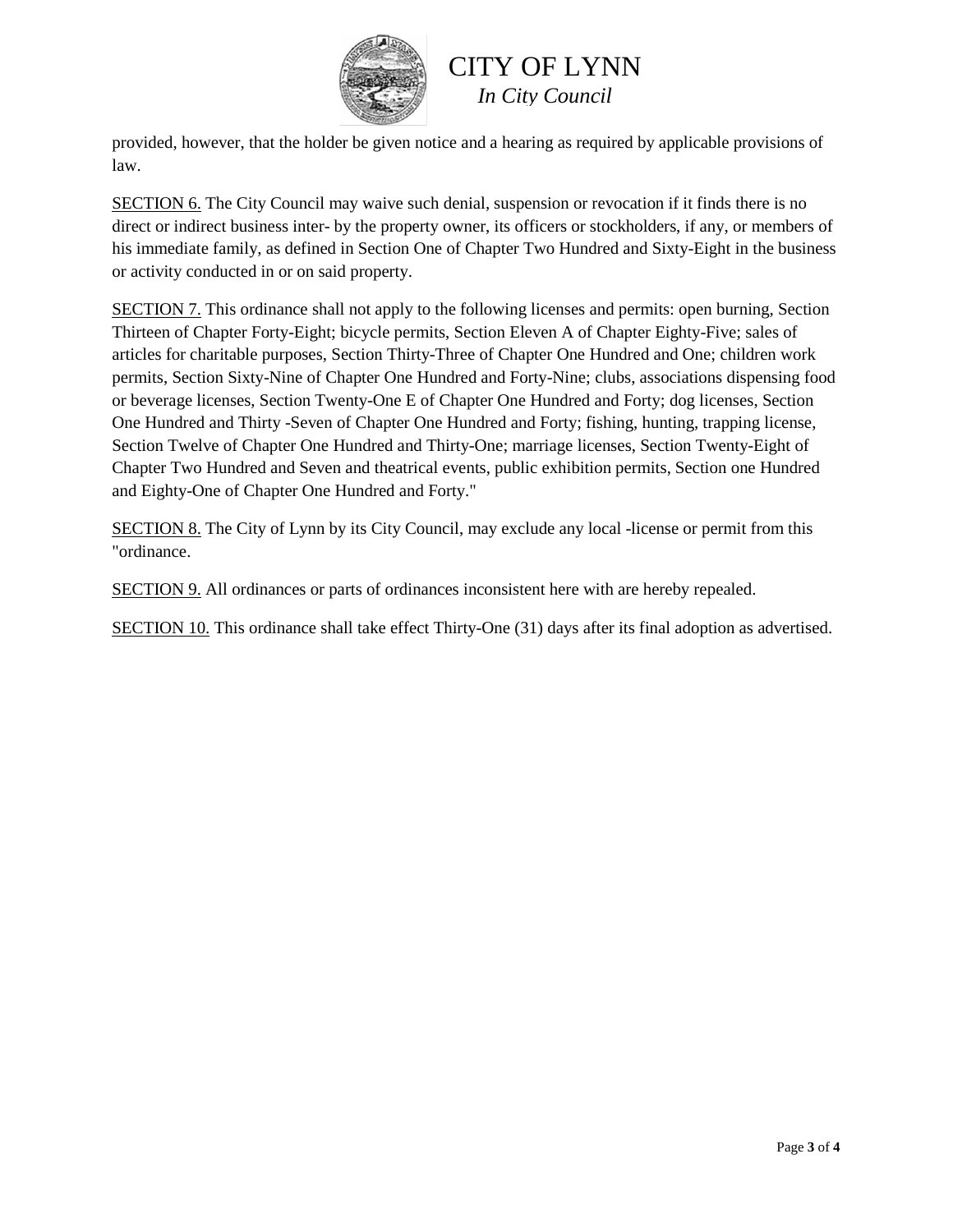provided, however, that the holder be given notice and a hearing as required by applicable provisions of law.

SECTION 6. The City Council may waive such denial, suspension or revocation if it finds there is no direct or indirect business inter- by the property owner, its officers or stockholders, if any, or members of his immediate family, as defined in Section One of Chapter Two Hundred and Sixty-Eight in the business or activity conducted in or on said property.

SECTION 7. This ordinance shall not apply to the following licenses and permits: open burning, Section Thirteen of Chapter Forty-Eight; bicycle permits, Section Eleven A of Chapter Eighty-Five; sales of articles for charitable purposes, Section Thirty-Three of Chapter One Hundred and One; children work permits, Section Sixty-Nine of Chapter One Hundred and Forty-Nine; clubs, associations dispensing food or beverage licenses, Section Twenty-One E of Chapter One Hundred and Forty; dog licenses, Section One Hundred and Thirty -Seven of Chapter One Hundred and Forty; fishing, hunting, trapping license, Section Twelve of Chapter One Hundred and Thirty-One; marriage licenses, Section Twenty-Eight of Chapter Two Hundred and Seven and theatrical events, public exhibition permits, Section one Hundred and Eighty-One of Chapter One Hundred and Forty."

SECTION 8. The City of Lynn by its City Council, may exclude any local -license or permit from this "ordinance.

SECTION 9. All ordinances or parts of ordinances inconsistent here with are hereby repealed.

SECTION 10. This ordinance shall take effect Thirty-One (31) days after its final adoption as advertised.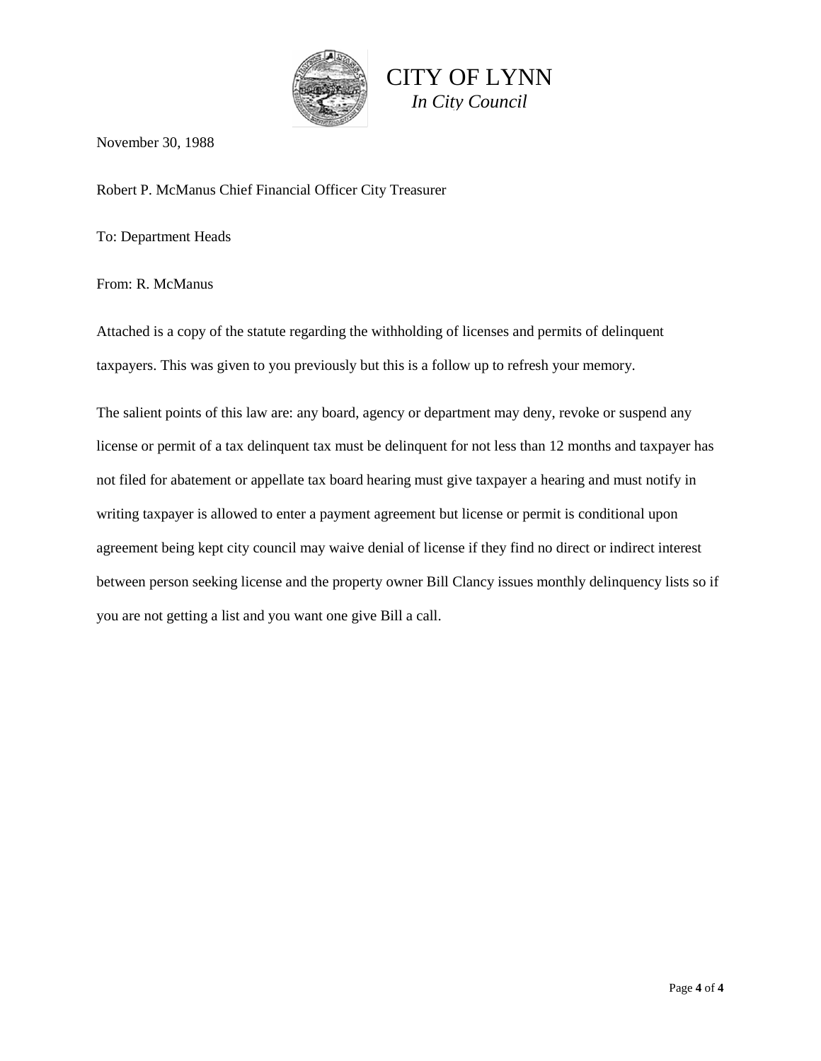# CITY OF LYNN
*In City Council*

November 30, 1988

Robert P. McManus Chief Financial Officer City Treasurer

To: Department Heads

From: R. McManus

Attached is a copy of the statute regarding the withholding of licenses and permits of delinquent taxpayers. This was given to you previously but this is a follow up to refresh your memory.

The salient points of this law are: any board, agency or department may deny, revoke or suspend any license or permit of a tax delinquent tax must be delinquent for not less than 12 months and taxpayer has not filed for abatement or appellate tax board hearing must give taxpayer a hearing and must notify in writing taxpayer is allowed to enter a payment agreement but license or permit is conditional upon agreement being kept city council may waive denial of license if they find no direct or indirect interest between person seeking license and the property owner Bill Clancy issues monthly delinquency lists so if you are not getting a list and you want one give Bill a call.